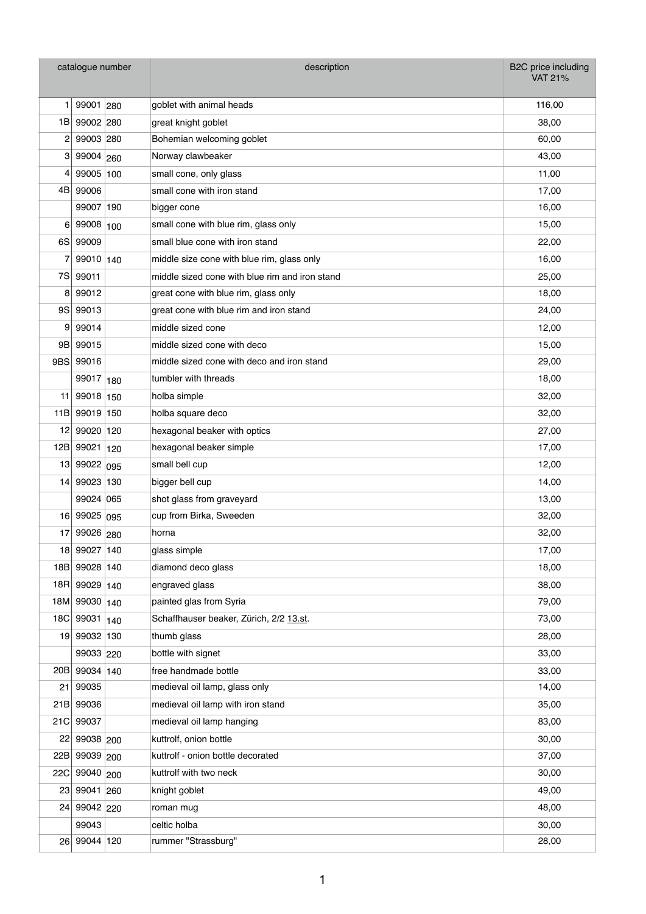| catalogue number | | | description | B2C price including VAT 21% |
|---|---|---|---|---|
| 1 | 99001 | 280 | goblet with animal heads | 116,00 |
| 1B | 99002 | 280 | great knight goblet | 38,00 |
| 2 | 99003 | 280 | Bohemian welcoming goblet | 60,00 |
| 3 | 99004 | 260 | Norway clawbeaker | 43,00 |
| 4 | 99005 | 100 | small cone, only glass | 11,00 |
| 4B | 99006 | | small cone with iron stand | 17,00 |
| | 99007 | 190 | bigger cone | 16,00 |
| 6 | 99008 | 100 | small cone with blue rim, glass only | 15,00 |
| 6S | 99009 | | small blue cone with iron stand | 22,00 |
| 7 | 99010 | 140 | middle size cone with blue rim, glass only | 16,00 |
| 7S | 99011 | | middle sized cone with blue rim and iron stand | 25,00 |
| 8 | 99012 | | great cone with blue rim, glass only | 18,00 |
| 9S | 99013 | | great cone with blue rim and iron stand | 24,00 |
| 9 | 99014 | | middle sized cone | 12,00 |
| 9B | 99015 | | middle sized cone with deco | 15,00 |
| 9BS | 99016 | | middle sized cone with deco and iron stand | 29,00 |
| | 99017 | 180 | tumbler with threads | 18,00 |
| 11 | 99018 | 150 | holba simple | 32,00 |
| 11B | 99019 | 150 | holba square deco | 32,00 |
| 12 | 99020 | 120 | hexagonal beaker with optics | 27,00 |
| 12B | 99021 | 120 | hexagonal beaker simple | 17,00 |
| 13 | 99022 | 095 | small bell cup | 12,00 |
| 14 | 99023 | 130 | bigger bell cup | 14,00 |
| | 99024 | 065 | shot glass from graveyard | 13,00 |
| 16 | 99025 | 095 | cup from Birka, Sweeden | 32,00 |
| 17 | 99026 | 280 | horna | 32,00 |
| 18 | 99027 | 140 | glass simple | 17,00 |
| 18B | 99028 | 140 | diamond deco glass | 18,00 |
| 18R | 99029 | 140 | engraved glass | 38,00 |
| 18M | 99030 | 140 | painted glas from Syria | 79,00 |
| 18C | 99031 | 140 | Schaffhauser beaker, Zürich, 2/2 13.st. | 73,00 |
| 19 | 99032 | 130 | thumb glass | 28,00 |
| | 99033 | 220 | bottle with signet | 33,00 |
| 20B | 99034 | 140 | free handmade bottle | 33,00 |
| 21 | 99035 | | medieval oil lamp, glass only | 14,00 |
| 21B | 99036 | | medieval oil lamp with iron stand | 35,00 |
| 21C | 99037 | | medieval oil lamp hanging | 83,00 |
| 22 | 99038 | 200 | kuttrolf, onion bottle | 30,00 |
| 22B | 99039 | 200 | kuttrolf - onion bottle decorated | 37,00 |
| 22C | 99040 | 200 | kuttrolf with two neck | 30,00 |
| 23 | 99041 | 260 | knight goblet | 49,00 |
| 24 | 99042 | 220 | roman mug | 48,00 |
| | 99043 | | celtic holba | 30,00 |
| 26 | 99044 | 120 | rummer "Strassburg" | 28,00 |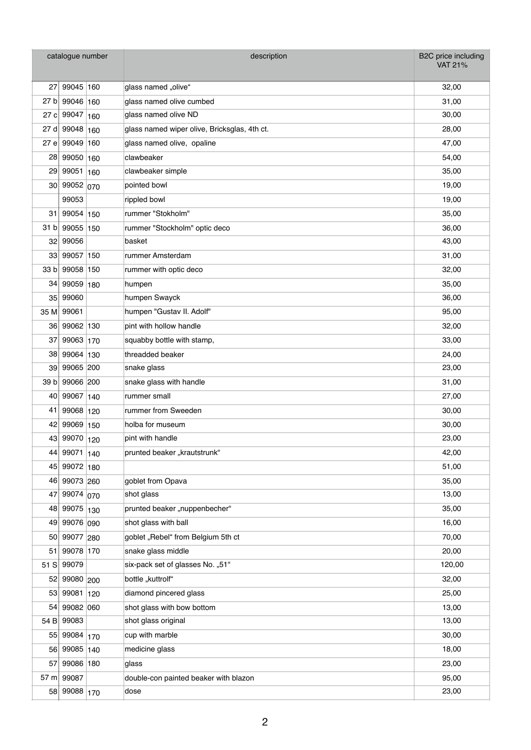| catalogue number | | | description | B2C price including VAT 21% |
|---|---|---|---|---|
| 27 | 99045 | 160 | glass named „olive“ | 32,00 |
| 27 b | 99046 | 160 | glass named olive cumbed | 31,00 |
| 27 c | 99047 | 160 | glass named olive ND | 30,00 |
| 27 d | 99048 | 160 | glass named wiper olive, Bricksglas, 4th ct. | 28,00 |
| 27 e | 99049 | 160 | glass named olive,  opaline | 47,00 |
| 28 | 99050 | 160 | clawbeaker | 54,00 |
| 29 | 99051 | 160 | clawbeaker simple | 35,00 |
| 30 | 99052 | 070 | pointed bowl | 19,00 |
| | 99053 | | rippled bowl | 19,00 |
| 31 | 99054 | 150 | rummer "Stokholm" | 35,00 |
| 31 b | 99055 | 150 | rummer "Stockholm" optic deco | 36,00 |
| 32 | 99056 | | basket | 43,00 |
| 33 | 99057 | 150 | rummer Amsterdam | 31,00 |
| 33 b | 99058 | 150 | rummer with optic deco | 32,00 |
| 34 | 99059 | 180 | humpen | 35,00 |
| 35 | 99060 | | humpen Swayck | 36,00 |
| 35 M | 99061 | | humpen "Gustav II. Adolf" | 95,00 |
| 36 | 99062 | 130 | pint with hollow handle | 32,00 |
| 37 | 99063 | 170 | squabby bottle with stamp, | 33,00 |
| 38 | 99064 | 130 | threadded beaker | 24,00 |
| 39 | 99065 | 200 | snake glass | 23,00 |
| 39 b | 99066 | 200 | snake glass with handle | 31,00 |
| 40 | 99067 | 140 | rummer small | 27,00 |
| 41 | 99068 | 120 | rummer from Sweeden | 30,00 |
| 42 | 99069 | 150 | holba for museum | 30,00 |
| 43 | 99070 | 120 | pint with handle | 23,00 |
| 44 | 99071 | 140 | prunted beaker „krautstrunk“ | 42,00 |
| 45 | 99072 | 180 | | 51,00 |
| 46 | 99073 | 260 | goblet from Opava | 35,00 |
| 47 | 99074 | 070 | shot glass | 13,00 |
| 48 | 99075 | 130 | prunted beaker „nuppenbecher“ | 35,00 |
| 49 | 99076 | 090 | shot glass with ball | 16,00 |
| 50 | 99077 | 280 | goblet „Rebel“ from Belgium 5th ct | 70,00 |
| 51 | 99078 | 170 | snake glass middle | 20,00 |
| 51 S | 99079 | | six-pack set of glasses No. „51“ | 120,00 |
| 52 | 99080 | 200 | bottle „kuttrolf“ | 32,00 |
| 53 | 99081 | 120 | diamond pincered glass | 25,00 |
| 54 | 99082 | 060 | shot glass with bow bottom | 13,00 |
| 54 B | 99083 | | shot glass original | 13,00 |
| 55 | 99084 | 170 | cup with marble | 30,00 |
| 56 | 99085 | 140 | medicine glass | 18,00 |
| 57 | 99086 | 180 | glass | 23,00 |
| 57 m | 99087 | | double-con painted beaker with blazon | 95,00 |
| 58 | 99088 | 170 | dose | 23,00 |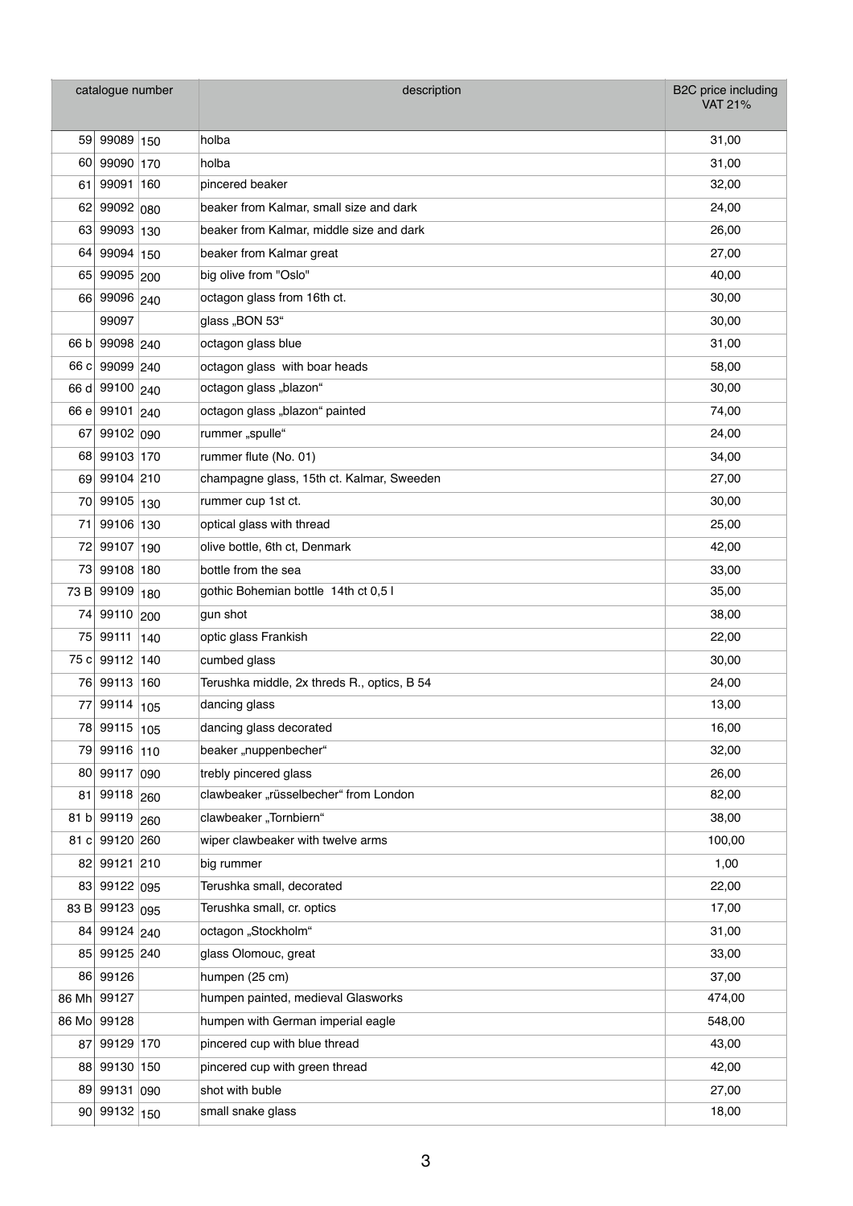| catalogue number | | | description | B2C price including VAT 21% |
|---|---|---|---|---|
| 59 | 99089 | 150 | holba | 31,00 |
| 60 | 99090 | 170 | holba | 31,00 |
| 61 | 99091 | 160 | pincered beaker | 32,00 |
| 62 | 99092 | 080 | beaker from Kalmar, small size and dark | 24,00 |
| 63 | 99093 | 130 | beaker from Kalmar, middle size and dark | 26,00 |
| 64 | 99094 | 150 | beaker from Kalmar great | 27,00 |
| 65 | 99095 | 200 | big olive from "Oslo" | 40,00 |
| 66 | 99096 | 240 | octagon glass from 16th ct. | 30,00 |
| | 99097 | | glass „BON 53“ | 30,00 |
| 66 b | 99098 | 240 | octagon glass blue | 31,00 |
| 66 c | 99099 | 240 | octagon glass with boar heads | 58,00 |
| 66 d | 99100 | 240 | octagon glass „blazon“ | 30,00 |
| 66 e | 99101 | 240 | octagon glass „blazon“ painted | 74,00 |
| 67 | 99102 | 090 | rummer „spulle“ | 24,00 |
| 68 | 99103 | 170 | rummer flute (No. 01) | 34,00 |
| 69 | 99104 | 210 | champagne glass, 15th ct. Kalmar, Sweeden | 27,00 |
| 70 | 99105 | 130 | rummer cup 1st ct. | 30,00 |
| 71 | 99106 | 130 | optical glass with thread | 25,00 |
| 72 | 99107 | 190 | olive bottle, 6th ct, Denmark | 42,00 |
| 73 | 99108 | 180 | bottle from the sea | 33,00 |
| 73 B | 99109 | 180 | gothic Bohemian bottle 14th ct 0,5 l | 35,00 |
| 74 | 99110 | 200 | gun shot | 38,00 |
| 75 | 99111 | 140 | optic glass Frankish | 22,00 |
| 75 c | 99112 | 140 | cumbed glass | 30,00 |
| 76 | 99113 | 160 | Terushka middle, 2x threds R., optics, B 54 | 24,00 |
| 77 | 99114 | 105 | dancing glass | 13,00 |
| 78 | 99115 | 105 | dancing glass decorated | 16,00 |
| 79 | 99116 | 110 | beaker „nuppenbecher“ | 32,00 |
| 80 | 99117 | 090 | trebly pincered glass | 26,00 |
| 81 | 99118 | 260 | clawbeaker „rüsselbecher“ from London | 82,00 |
| 81 b | 99119 | 260 | clawbeaker „Tornbiern“ | 38,00 |
| 81 c | 99120 | 260 | wiper clawbeaker with twelve arms | 100,00 |
| 82 | 99121 | 210 | big rummer | 1,00 |
| 83 | 99122 | 095 | Terushka small, decorated | 22,00 |
| 83 B | 99123 | 095 | Terushka small, cr. optics | 17,00 |
| 84 | 99124 | 240 | octagon „Stockholm“ | 31,00 |
| 85 | 99125 | 240 | glass Olomouc, great | 33,00 |
| 86 | 99126 | | humpen (25 cm) | 37,00 |
| 86 Mh | 99127 | | humpen painted, medieval Glasworks | 474,00 |
| 86 Mo | 99128 | | humpen with German imperial eagle | 548,00 |
| 87 | 99129 | 170 | pincered cup with blue thread | 43,00 |
| 88 | 99130 | 150 | pincered cup with green thread | 42,00 |
| 89 | 99131 | 090 | shot with buble | 27,00 |
| 90 | 99132 | 150 | small snake glass | 18,00 |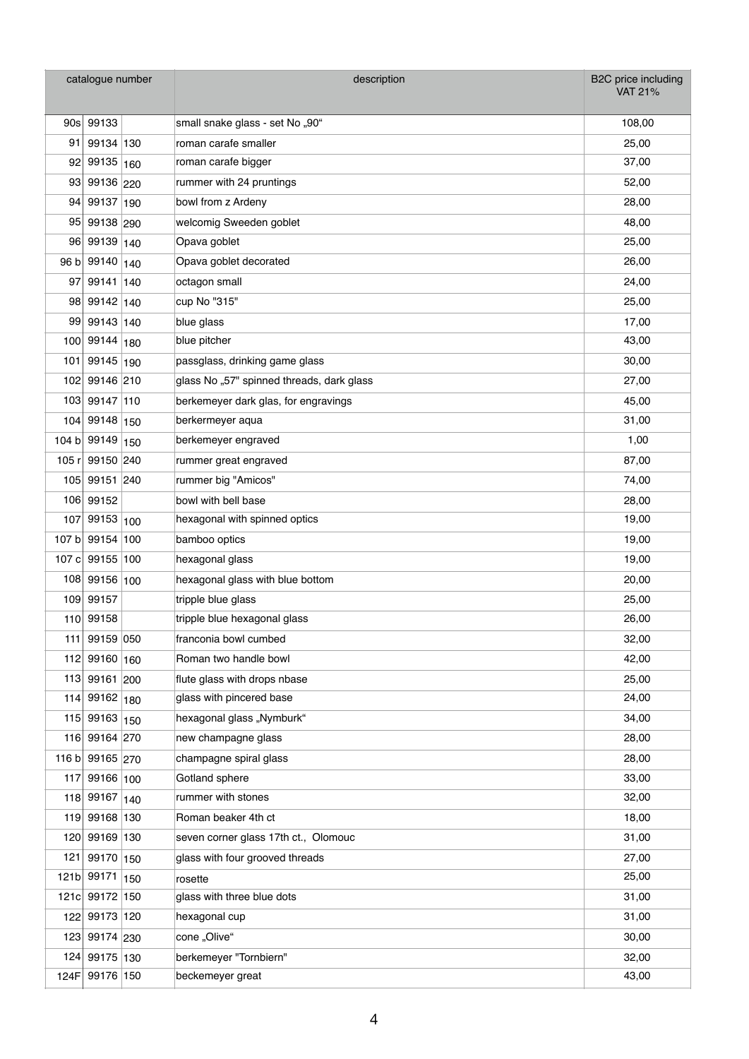| catalogue number | | | description | B2C price including VAT 21% |
|---|---|---|---|---|
| 90s | 99133 | | small snake glass - set No „90“ | 108,00 |
| 91 | 99134 | 130 | roman carafe smaller | 25,00 |
| 92 | 99135 | 160 | roman carafe bigger | 37,00 |
| 93 | 99136 | 220 | rummer with 24 pruntings | 52,00 |
| 94 | 99137 | 190 | bowl from z Ardeny | 28,00 |
| 95 | 99138 | 290 | welcomig Sweeden goblet | 48,00 |
| 96 | 99139 | 140 | Opava goblet | 25,00 |
| 96 b | 99140 | 140 | Opava goblet decorated | 26,00 |
| 97 | 99141 | 140 | octagon small | 24,00 |
| 98 | 99142 | 140 | cup No "315" | 25,00 |
| 99 | 99143 | 140 | blue glass | 17,00 |
| 100 | 99144 | 180 | blue pitcher | 43,00 |
| 101 | 99145 | 190 | passglass, drinking game glass | 30,00 |
| 102 | 99146 | 210 | glass No „57" spinned threads, dark glass | 27,00 |
| 103 | 99147 | 110 | berkemeyer dark glas, for engravings | 45,00 |
| 104 | 99148 | 150 | berkermeyer aqua | 31,00 |
| 104 b | 99149 | 150 | berkemeyer engraved | 1,00 |
| 105 r | 99150 | 240 | rummer great engraved | 87,00 |
| 105 | 99151 | 240 | rummer big "Amicos" | 74,00 |
| 106 | 99152 | | bowl with bell base | 28,00 |
| 107 | 99153 | 100 | hexagonal with spinned optics | 19,00 |
| 107 b | 99154 | 100 | bamboo optics | 19,00 |
| 107 c | 99155 | 100 | hexagonal glass | 19,00 |
| 108 | 99156 | 100 | hexagonal glass with blue bottom | 20,00 |
| 109 | 99157 | | tripple blue glass | 25,00 |
| 110 | 99158 | | tripple blue hexagonal glass | 26,00 |
| 111 | 99159 | 050 | franconia bowl cumbed | 32,00 |
| 112 | 99160 | 160 | Roman two handle bowl | 42,00 |
| 113 | 99161 | 200 | flute glass with drops nbase | 25,00 |
| 114 | 99162 | 180 | glass with pincered base | 24,00 |
| 115 | 99163 | 150 | hexagonal glass „Nymburk“ | 34,00 |
| 116 | 99164 | 270 | new champagne glass | 28,00 |
| 116 b | 99165 | 270 | champagne spiral glass | 28,00 |
| 117 | 99166 | 100 | Gotland sphere | 33,00 |
| 118 | 99167 | 140 | rummer with stones | 32,00 |
| 119 | 99168 | 130 | Roman beaker 4th ct | 18,00 |
| 120 | 99169 | 130 | seven corner glass 17th ct., Olomouc | 31,00 |
| 121 | 99170 | 150 | glass with four grooved threads | 27,00 |
| 121b | 99171 | 150 | rosette | 25,00 |
| 121c | 99172 | 150 | glass with three blue dots | 31,00 |
| 122 | 99173 | 120 | hexagonal cup | 31,00 |
| 123 | 99174 | 230 | cone „Olive“ | 30,00 |
| 124 | 99175 | 130 | berkemeyer "Tornbiern" | 32,00 |
| 124F | 99176 | 150 | beckemeyer great | 43,00 |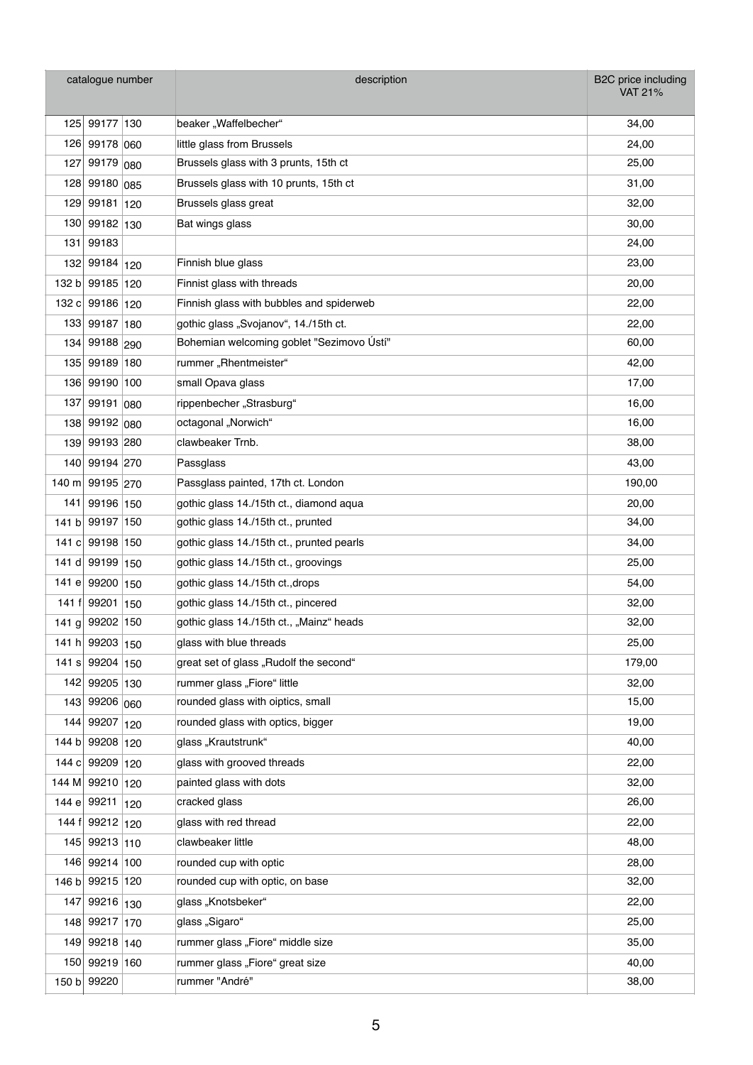| catalogue number | | | description | B2C price including VAT 21% |
|---|---|---|---|---|
| 125 | 99177 | 130 | beaker „Waffelbecher“ | 34,00 |
| 126 | 99178 | 060 | little glass from Brussels | 24,00 |
| 127 | 99179 | 080 | Brussels glass with 3 prunts, 15th ct | 25,00 |
| 128 | 99180 | 085 | Brussels glass with 10 prunts, 15th ct | 31,00 |
| 129 | 99181 | 120 | Brussels glass great | 32,00 |
| 130 | 99182 | 130 | Bat wings glass | 30,00 |
| 131 | 99183 | | | 24,00 |
| 132 | 99184 | 120 | Finnish blue glass | 23,00 |
| 132 b | 99185 | 120 | Finnist glass with threads | 20,00 |
| 132 c | 99186 | 120 | Finnish glass with bubbles and spiderweb | 22,00 |
| 133 | 99187 | 180 | gothic glass „Svojanov“, 14./15th ct. | 22,00 |
| 134 | 99188 | 290 | Bohemian welcoming goblet "Sezimovo Ústí" | 60,00 |
| 135 | 99189 | 180 | rummer „Rhentmeister“ | 42,00 |
| 136 | 99190 | 100 | small Opava glass | 17,00 |
| 137 | 99191 | 080 | rippenbecher „Strasburg“ | 16,00 |
| 138 | 99192 | 080 | octagonal „Norwich“ | 16,00 |
| 139 | 99193 | 280 | clawbeaker Trnb. | 38,00 |
| 140 | 99194 | 270 | Passglass | 43,00 |
| 140 m | 99195 | 270 | Passglass painted, 17th ct. London | 190,00 |
| 141 | 99196 | 150 | gothic glass 14./15th ct., diamond aqua | 20,00 |
| 141 b | 99197 | 150 | gothic glass 14./15th ct., prunted | 34,00 |
| 141 c | 99198 | 150 | gothic glass 14./15th ct., prunted pearls | 34,00 |
| 141 d | 99199 | 150 | gothic glass 14./15th ct., groovings | 25,00 |
| 141 e | 99200 | 150 | gothic glass 14./15th ct.,drops | 54,00 |
| 141 f | 99201 | 150 | gothic glass 14./15th ct., pincered | 32,00 |
| 141 g | 99202 | 150 | gothic glass 14./15th ct., „Mainz“ heads | 32,00 |
| 141 h | 99203 | 150 | glass with blue threads | 25,00 |
| 141 s | 99204 | 150 | great set of glass „Rudolf the second“ | 179,00 |
| 142 | 99205 | 130 | rummer glass „Fiore“ little | 32,00 |
| 143 | 99206 | 060 | rounded glass with oiptics, small | 15,00 |
| 144 | 99207 | 120 | rounded glass with optics, bigger | 19,00 |
| 144 b | 99208 | 120 | glass „Krautstrunk“ | 40,00 |
| 144 c | 99209 | 120 | glass with grooved threads | 22,00 |
| 144 M | 99210 | 120 | painted glass with dots | 32,00 |
| 144 e | 99211 | 120 | cracked glass | 26,00 |
| 144 f | 99212 | 120 | glass with red thread | 22,00 |
| 145 | 99213 | 110 | clawbeaker little | 48,00 |
| 146 | 99214 | 100 | rounded cup with optic | 28,00 |
| 146 b | 99215 | 120 | rounded cup with optic, on base | 32,00 |
| 147 | 99216 | 130 | glass „Knotsbeker“ | 22,00 |
| 148 | 99217 | 170 | glass „Sigaro“ | 25,00 |
| 149 | 99218 | 140 | rummer glass „Fiore“ middle size | 35,00 |
| 150 | 99219 | 160 | rummer glass „Fiore“ great size | 40,00 |
| 150 b | 99220 | | rummer "André" | 38,00 |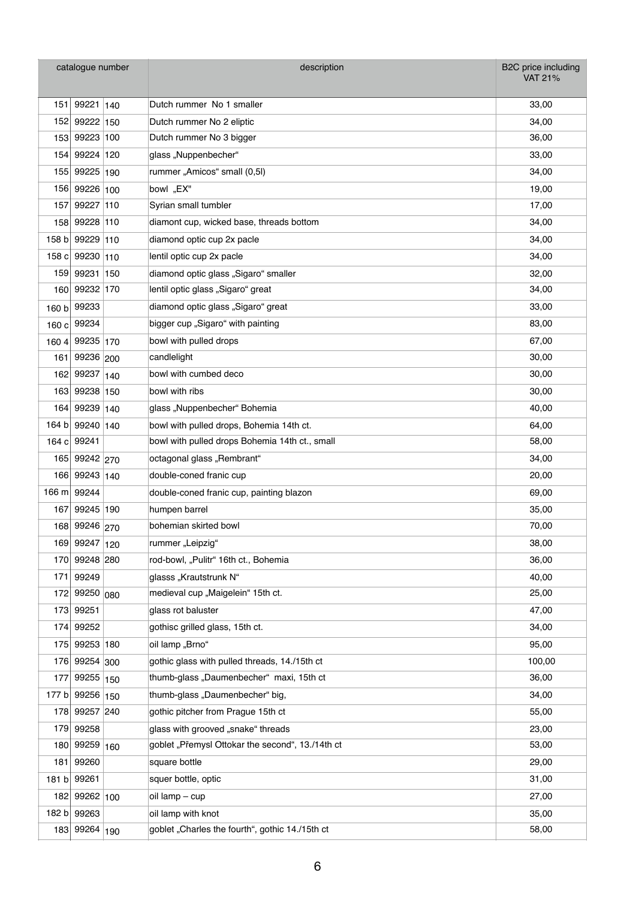| catalogue number | | | description | B2C price including VAT 21% |
|---|---|---|---|---|
| 151 | 99221 | 140 | Dutch rummer  No 1 smaller | 33,00 |
| 152 | 99222 | 150 | Dutch rummer No 2 eliptic | 34,00 |
| 153 | 99223 | 100 | Dutch rummer No 3 bigger | 36,00 |
| 154 | 99224 | 120 | glass „Nuppenbecher“ | 33,00 |
| 155 | 99225 | 190 | rummer „Amicos“ small (0,5l) | 34,00 |
| 156 | 99226 | 100 | bowl  „EX" | 19,00 |
| 157 | 99227 | 110 | Syrian small tumbler | 17,00 |
| 158 | 99228 | 110 | diamont cup, wicked base, threads bottom | 34,00 |
| 158 b | 99229 | 110 | diamond optic cup 2x pacle | 34,00 |
| 158 c | 99230 | 110 | lentil optic cup 2x pacle | 34,00 |
| 159 | 99231 | 150 | diamond optic glass „Sigaro“ smaller | 32,00 |
| 160 | 99232 | 170 | lentil optic glass „Sigaro“ great | 34,00 |
| 160 b | 99233 | | diamond optic glass „Sigaro“ great | 33,00 |
| 160 c | 99234 | | bigger cup „Sigaro“ with painting | 83,00 |
| 160 4 | 99235 | 170 | bowl with pulled drops | 67,00 |
| 161 | 99236 | 200 | candlelight | 30,00 |
| 162 | 99237 | 140 | bowl with cumbed deco | 30,00 |
| 163 | 99238 | 150 | bowl with ribs | 30,00 |
| 164 | 99239 | 140 | glass „Nuppenbecher“ Bohemia | 40,00 |
| 164 b | 99240 | 140 | bowl with pulled drops, Bohemia 14th ct. | 64,00 |
| 164 c | 99241 | | bowl with pulled drops Bohemia 14th ct., small | 58,00 |
| 165 | 99242 | 270 | octagonal glass „Rembrant“ | 34,00 |
| 166 | 99243 | 140 | double-coned franic cup | 20,00 |
| 166 m | 99244 | | double-coned franic cup, painting blazon | 69,00 |
| 167 | 99245 | 190 | humpen barrel | 35,00 |
| 168 | 99246 | 270 | bohemian skirted bowl | 70,00 |
| 169 | 99247 | 120 | rummer „Leipzig“ | 38,00 |
| 170 | 99248 | 280 | rod-bowl, „Pulitr“ 16th ct., Bohemia | 36,00 |
| 171 | 99249 | | glasss „Krautstrunk N“ | 40,00 |
| 172 | 99250 | 080 | medieval cup „Maigelein“ 15th ct. | 25,00 |
| 173 | 99251 | | glass rot baluster | 47,00 |
| 174 | 99252 | | gothisc grilled glass, 15th ct. | 34,00 |
| 175 | 99253 | 180 | oil lamp „Brno“ | 95,00 |
| 176 | 99254 | 300 | gothic glass with pulled threads, 14./15th ct | 100,00 |
| 177 | 99255 | 150 | thumb-glass „Daumenbecher“  maxi, 15th ct | 36,00 |
| 177 b | 99256 | 150 | thumb-glass „Daumenbecher“ big, | 34,00 |
| 178 | 99257 | 240 | gothic pitcher from Prague 15th ct | 55,00 |
| 179 | 99258 | | glass with grooved „snake“ threads | 23,00 |
| 180 | 99259 | 160 | goblet „Přemysl Ottokar the second“, 13./14th ct | 53,00 |
| 181 | 99260 | | square bottle | 29,00 |
| 181 b | 99261 | | squer bottle, optic | 31,00 |
| 182 | 99262 | 100 | oil lamp – cup | 27,00 |
| 182 b | 99263 | | oil lamp with knot | 35,00 |
| 183 | 99264 | 190 | goblet „Charles the fourth“, gothic 14./15th ct | 58,00 |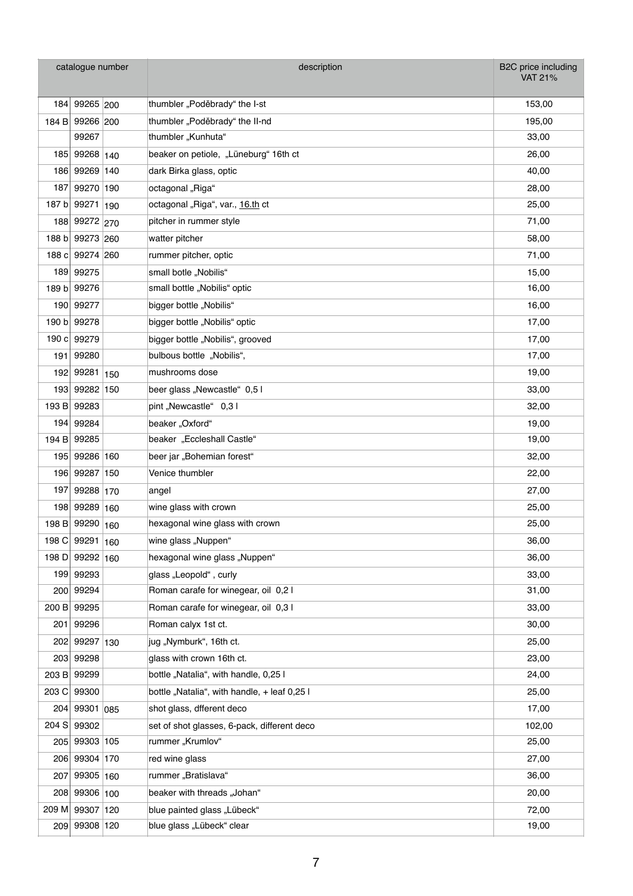| catalogue number | | | description | B2C price including VAT 21% |
|---|---|---|---|---|
| 184 | 99265 | 200 | thumbler „Poděbrady" the I-st | 153,00 |
| 184 B | 99266 | 200 | thumbler „Poděbrady" the II-nd | 195,00 |
| | 99267 | | thumbler „Kunhuta" | 33,00 |
| 185 | 99268 | 140 | beaker on petiole, „Lüneburg" 16th ct | 26,00 |
| 186 | 99269 | 140 | dark Birka glass, optic | 40,00 |
| 187 | 99270 | 190 | octagonal „Riga" | 28,00 |
| 187 b | 99271 | 190 | octagonal „Riga", var., 16.th ct | 25,00 |
| 188 | 99272 | 270 | pitcher in rummer style | 71,00 |
| 188 b | 99273 | 260 | watter pitcher | 58,00 |
| 188 c | 99274 | 260 | rummer pitcher, optic | 71,00 |
| 189 | 99275 | | small botle „Nobilis" | 15,00 |
| 189 b | 99276 | | small bottle „Nobilis" optic | 16,00 |
| 190 | 99277 | | bigger bottle „Nobilis" | 16,00 |
| 190 b | 99278 | | bigger bottle „Nobilis" optic | 17,00 |
| 190 c | 99279 | | bigger bottle „Nobilis", grooved | 17,00 |
| 191 | 99280 | | bulbous bottle „Nobilis", | 17,00 |
| 192 | 99281 | 150 | mushrooms dose | 19,00 |
| 193 | 99282 | 150 | beer glass „Newcastle" 0,5 l | 33,00 |
| 193 B | 99283 | | pint „Newcastle" 0,3 l | 32,00 |
| 194 | 99284 | | beaker „Oxford" | 19,00 |
| 194 B | 99285 | | beaker „Eccleshall Castle" | 19,00 |
| 195 | 99286 | 160 | beer jar „Bohemian forest" | 32,00 |
| 196 | 99287 | 150 | Venice thumbler | 22,00 |
| 197 | 99288 | 170 | angel | 27,00 |
| 198 | 99289 | 160 | wine glass with crown | 25,00 |
| 198 B | 99290 | 160 | hexagonal wine glass with crown | 25,00 |
| 198 C | 99291 | 160 | wine glass „Nuppen" | 36,00 |
| 198 D | 99292 | 160 | hexagonal wine glass „Nuppen" | 36,00 |
| 199 | 99293 | | glass „Leopold" , curly | 33,00 |
| 200 | 99294 | | Roman carafe for winegear, oil 0,2 l | 31,00 |
| 200 B | 99295 | | Roman carafe for winegear, oil 0,3 l | 33,00 |
| 201 | 99296 | | Roman calyx 1st ct. | 30,00 |
| 202 | 99297 | 130 | jug „Nymburk", 16th ct. | 25,00 |
| 203 | 99298 | | glass with crown 16th ct. | 23,00 |
| 203 B | 99299 | | bottle „Natalia", with handle, 0,25 l | 24,00 |
| 203 C | 99300 | | bottle „Natalia", with handle, + leaf 0,25 l | 25,00 |
| 204 | 99301 | 085 | shot glass, dfferent deco | 17,00 |
| 204 S | 99302 | | set of shot glasses, 6-pack, different deco | 102,00 |
| 205 | 99303 | 105 | rummer „Krumlov" | 25,00 |
| 206 | 99304 | 170 | red wine glass | 27,00 |
| 207 | 99305 | 160 | rummer „Bratislava" | 36,00 |
| 208 | 99306 | 100 | beaker with threads „Johan" | 20,00 |
| 209 M | 99307 | 120 | blue painted glass „Lübeck" | 72,00 |
| 209 | 99308 | 120 | blue glass „Lübeck" clear | 19,00 |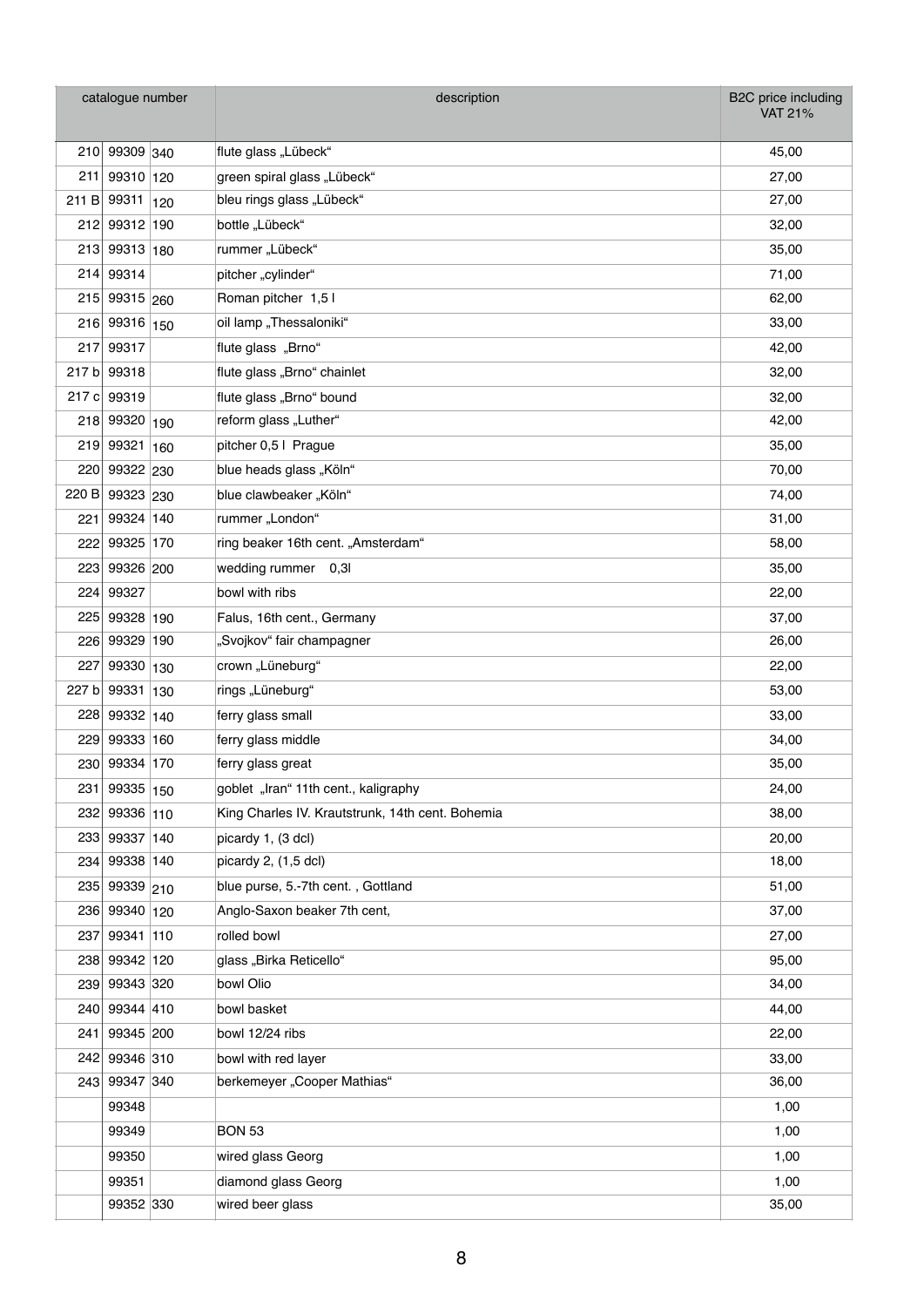| catalogue number | | | description | B2C price including VAT 21% |
|---|---|---|---|---|
| 210 | 99309 | 340 | flute glass „Lübeck“ | 45,00 |
| 211 | 99310 | 120 | green spiral glass „Lübeck“ | 27,00 |
| 211 B | 99311 | 120 | bleu rings glass „Lübeck“ | 27,00 |
| 212 | 99312 | 190 | bottle „Lübeck“ | 32,00 |
| 213 | 99313 | 180 | rummer „Lübeck“ | 35,00 |
| 214 | 99314 | | pitcher „cylinder“ | 71,00 |
| 215 | 99315 | 260 | Roman pitcher 1,5 l | 62,00 |
| 216 | 99316 | 150 | oil lamp „Thessaloniki“ | 33,00 |
| 217 | 99317 | | flute glass „Brno“ | 42,00 |
| 217 b | 99318 | | flute glass „Brno“ chainlet | 32,00 |
| 217 c | 99319 | | flute glass „Brno“ bound | 32,00 |
| 218 | 99320 | 190 | reform glass „Luther“ | 42,00 |
| 219 | 99321 | 160 | pitcher 0,5 l Prague | 35,00 |
| 220 | 99322 | 230 | blue heads glass „Köln“ | 70,00 |
| 220 B | 99323 | 230 | blue clawbeaker „Köln“ | 74,00 |
| 221 | 99324 | 140 | rummer „London“ | 31,00 |
| 222 | 99325 | 170 | ring beaker 16th cent. „Amsterdam“ | 58,00 |
| 223 | 99326 | 200 | wedding rummer 0,3l | 35,00 |
| 224 | 99327 | | bowl with ribs | 22,00 |
| 225 | 99328 | 190 | Falus, 16th cent., Germany | 37,00 |
| 226 | 99329 | 190 | „Svojkov“ fair champagner | 26,00 |
| 227 | 99330 | 130 | crown „Lüneburg“ | 22,00 |
| 227 b | 99331 | 130 | rings „Lüneburg“ | 53,00 |
| 228 | 99332 | 140 | ferry glass small | 33,00 |
| 229 | 99333 | 160 | ferry glass middle | 34,00 |
| 230 | 99334 | 170 | ferry glass great | 35,00 |
| 231 | 99335 | 150 | goblet „Iran“ 11th cent., kaligraphy | 24,00 |
| 232 | 99336 | 110 | King Charles IV. Krautstrunk, 14th cent. Bohemia | 38,00 |
| 233 | 99337 | 140 | picardy 1, (3 dcl) | 20,00 |
| 234 | 99338 | 140 | picardy 2, (1,5 dcl) | 18,00 |
| 235 | 99339 | 210 | blue purse, 5.-7th cent. , Gottland | 51,00 |
| 236 | 99340 | 120 | Anglo-Saxon beaker 7th cent, | 37,00 |
| 237 | 99341 | 110 | rolled bowl | 27,00 |
| 238 | 99342 | 120 | glass „Birka Reticello“ | 95,00 |
| 239 | 99343 | 320 | bowl Olio | 34,00 |
| 240 | 99344 | 410 | bowl basket | 44,00 |
| 241 | 99345 | 200 | bowl 12/24 ribs | 22,00 |
| 242 | 99346 | 310 | bowl with red layer | 33,00 |
| 243 | 99347 | 340 | berkemeyer „Cooper Mathias“ | 36,00 |
| | 99348 | | | 1,00 |
| | 99349 | | BON 53 | 1,00 |
| | 99350 | | wired glass Georg | 1,00 |
| | 99351 | | diamond glass Georg | 1,00 |
| | 99352 | 330 | wired beer glass | 35,00 |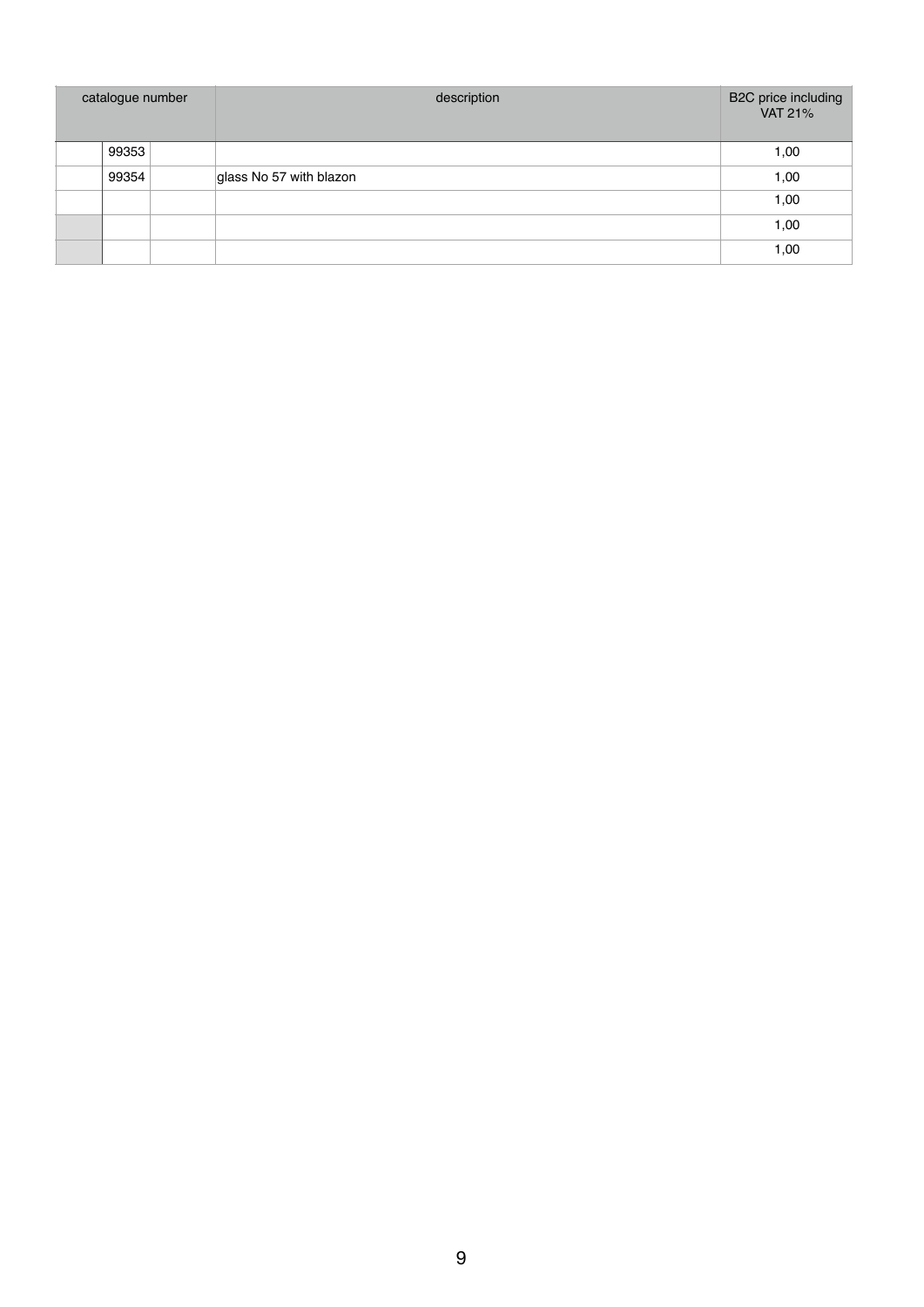| catalogue number | | | description | B2C price including VAT 21% |
|---|---|---|---|---|
| | 99353 | | | 1,00 |
| | 99354 | | glass No 57 with blazon | 1,00 |
| | | | | 1,00 |
| | | | | 1,00 |
| | | | | 1,00 |